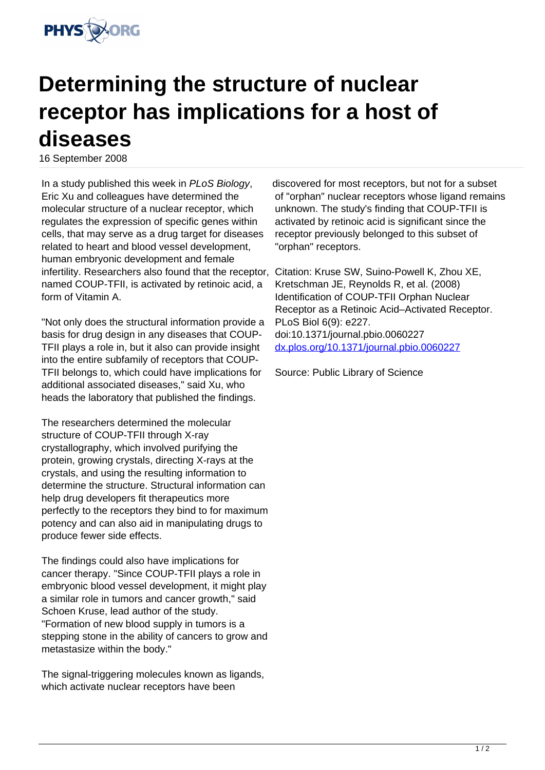# Determining the structure of nuclear receptor has implications for a host of diseases

16 September 2008

In a study published this week in *PLoS Biology*, Eric Xu and colleagues have determined the molecular structure of a nuclear receptor, which regulates the expression of specific genes within cells, that may serve as a drug target for diseases related to heart and blood vessel development, human embryonic development and female infertility. Researchers also found that the receptor, named COUP-TFII, is activated by retinoic acid, a form of Vitamin A.

"Not only does the structural information provide a basis for drug design in any diseases that COUP-TFII plays a role in, but it also can provide insight into the entire subfamily of receptors that COUP-TFII belongs to, which could have implications for additional associated diseases," said Xu, who heads the laboratory that published the findings.

The researchers determined the molecular structure of COUP-TFII through X-ray crystallography, which involved purifying the protein, growing crystals, directing X-rays at the crystals, and using the resulting information to determine the structure. Structural information can help drug developers fit therapeutics more perfectly to the receptors they bind to for maximum potency and can also aid in manipulating drugs to produce fewer side effects.

The findings could also have implications for cancer therapy. "Since COUP-TFII plays a role in embryonic blood vessel development, it might play a similar role in tumors and cancer growth," said Schoen Kruse, lead author of the study. "Formation of new blood supply in tumors is a stepping stone in the ability of cancers to grow and metastasize within the body."

The signal-triggering molecules known as ligands, which activate nuclear receptors have been discovered for most receptors, but not for a subset of "orphan" nuclear receptors whose ligand remains unknown. The study's finding that COUP-TFII is activated by retinoic acid is significant since the receptor previously belonged to this subset of "orphan" receptors.

Citation: Kruse SW, Suino-Powell K, Zhou XE, Kretschman JE, Reynolds R, et al. (2008) Identification of COUP-TFII Orphan Nuclear Receptor as a Retinoic Acid–Activated Receptor. PLoS Biol 6(9): e227. doi:10.1371/journal.pbio.0060227 dx.plos.org/10.1371/journal.pbio.0060227

Source: Public Library of Science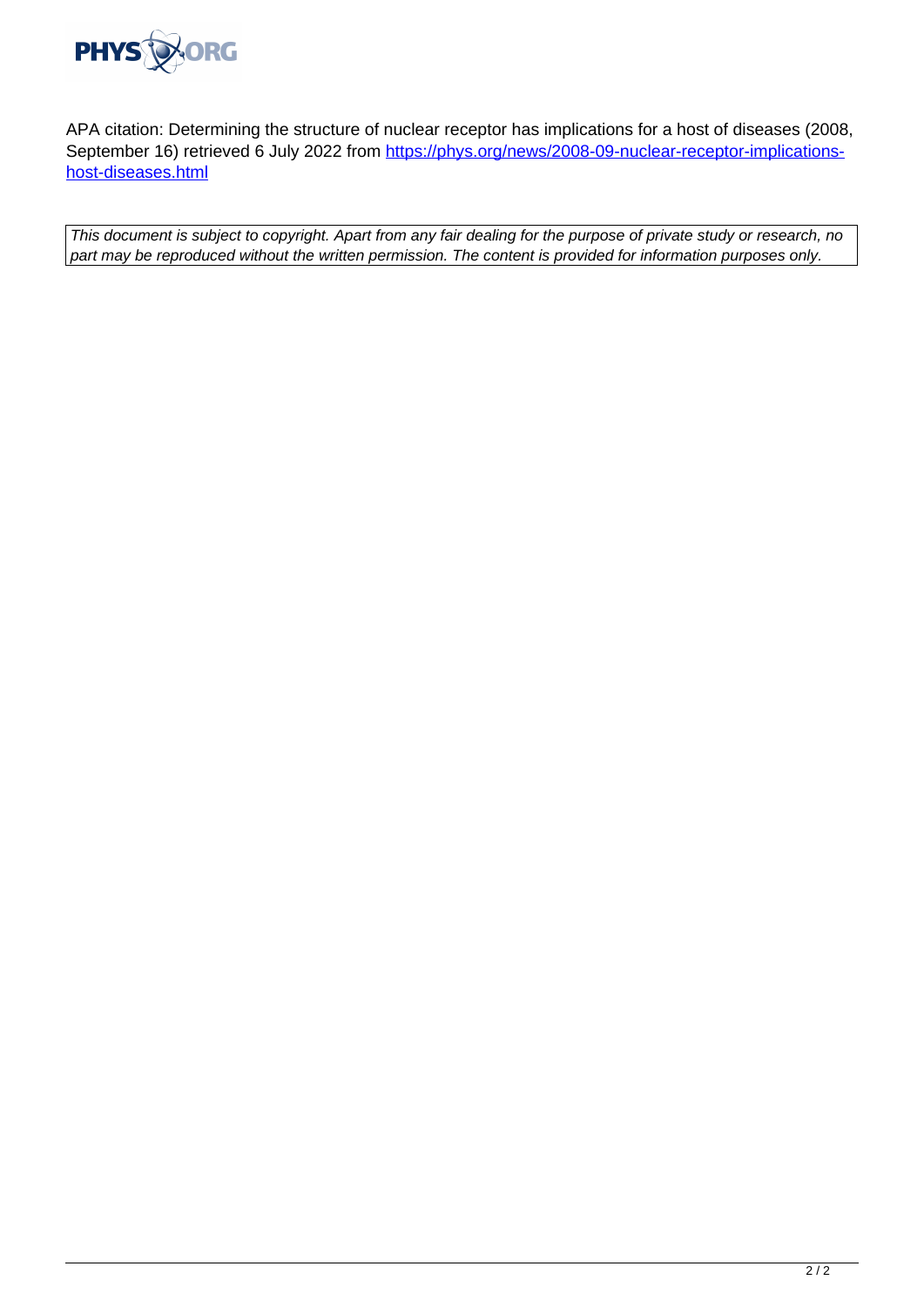APA citation: Determining the structure of nuclear receptor has implications for a host of diseases (2008, September 16) retrieved 6 July 2022 from https://phys.org/news/2008-09-nuclear-receptor-implications-host-diseases.html

*This document is subject to copyright. Apart from any fair dealing for the purpose of private study or research, no part may be reproduced without the written permission. The content is provided for information purposes only.*